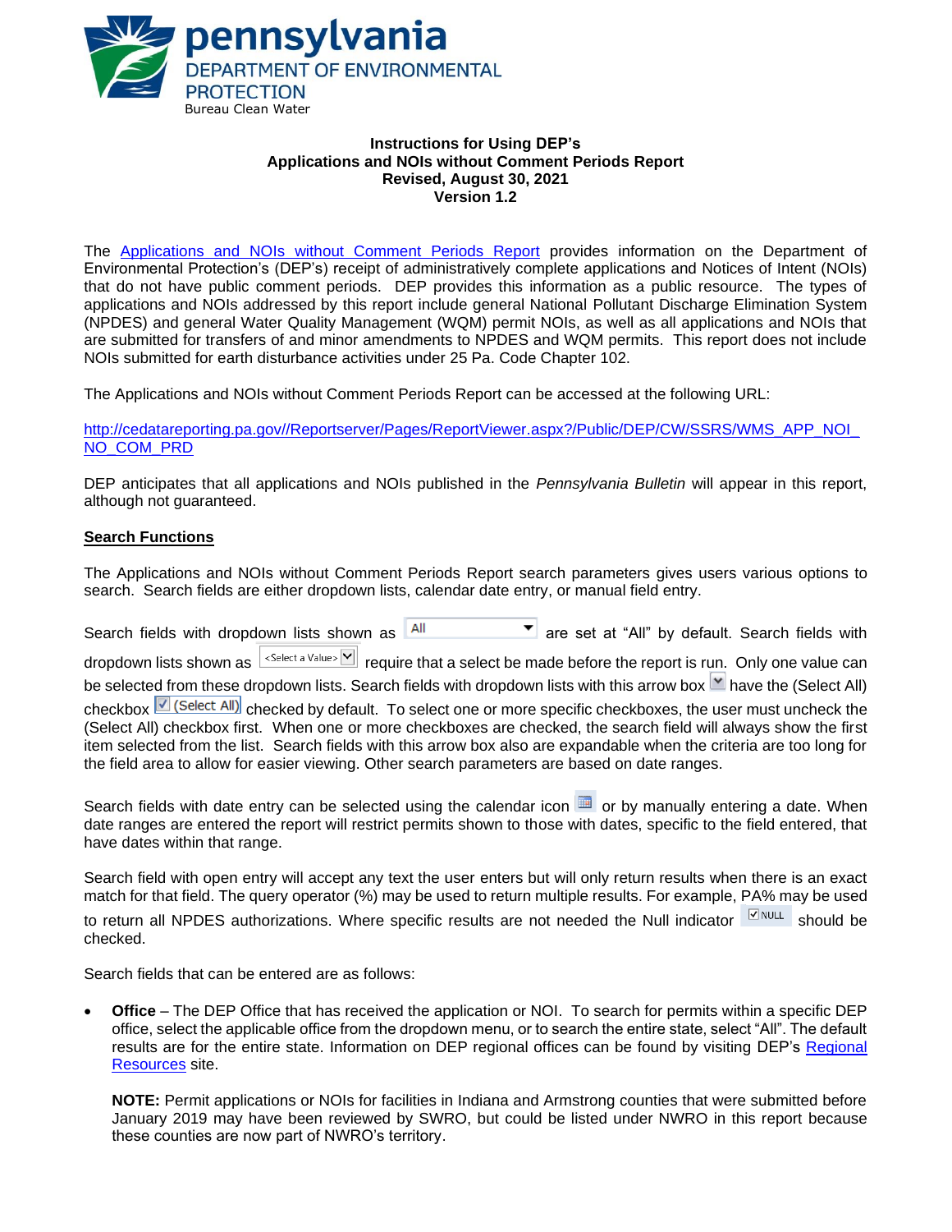pennsylvania
DEPARTMENT OF ENVIRONMENTAL PROTECTION
Bureau Clean Water

**Instructions for Using DEP's**
**Applications and NOIs without Comment Periods Report**
**Revised, August 30, 2021**
**Version 1.2**

The [Applications and NOIs without Comment Periods Report](http://cedatareporting.pa.gov//Reportserver/Pages/ReportViewer.aspx?/Public/DEP/CW/SSRS/WMS_APP_NOI_NO_COM_PRD) provides information on the Department of Environmental Protection's (DEP's) receipt of administratively complete applications and Notices of Intent (NOIs) that do not have public comment periods. DEP provides this information as a public resource. The types of applications and NOIs addressed by this report include general National Pollutant Discharge Elimination System (NPDES) and general Water Quality Management (WQM) permit NOIs, as well as all applications and NOIs that are submitted for transfers of and minor amendments to NPDES and WQM permits. This report does not include NOIs submitted for earth disturbance activities under 25 Pa. Code Chapter 102.

The Applications and NOIs without Comment Periods Report can be accessed at the following URL:

[http://cedatareporting.pa.gov//Reportserver/Pages/ReportViewer.aspx?/Public/DEP/CW/SSRS/WMS_APP_NOI_NO_COM_PRD](http://cedatareporting.pa.gov//Reportserver/Pages/ReportViewer.aspx?/Public/DEP/CW/SSRS/WMS_APP_NOI_NO_COM_PRD)

DEP anticipates that all applications and NOIs published in the *Pennsylvania Bulletin* will appear in this report, although not guaranteed.

## Search Functions

The Applications and NOIs without Comment Periods Report search parameters gives users various options to search. Search fields are either dropdown lists, calendar date entry, or manual field entry.

Search fields with dropdown lists shown as [All ▼] are set at "All" by default. Search fields with dropdown lists shown as [<Select a Value> ▼] require that a select be made before the report is run. Only one value can be selected from these dropdown lists. Search fields with dropdown lists with this arrow box [▼] have the (Select All) checkbox [☑ (Select All)] checked by default. To select one or more specific checkboxes, the user must uncheck the (Select All) checkbox first. When one or more checkboxes are checked, the search field will always show the first item selected from the list. Search fields with this arrow box also are expandable when the criteria are too long for the field area to allow for easier viewing. Other search parameters are based on date ranges.

Search fields with date entry can be selected using the calendar icon or by manually entering a date. When date ranges are entered the report will restrict permits shown to those with dates, specific to the field entered, that have dates within that range.

Search field with open entry will accept any text the user enters but will only return results when there is an exact match for that field. The query operator (%) may be used to return multiple results. For example, PA% may be used to return all NPDES authorizations. Where specific results are not needed the Null indicator [☑ NULL] should be checked.

Search fields that can be entered are as follows:

- **Office** – The DEP Office that has received the application or NOI. To search for permits within a specific DEP office, select the applicable office from the dropdown menu, or to search the entire state, select "All". The default results are for the entire state. Information on DEP regional offices can be found by visiting DEP's Regional Resources site.

  **NOTE:** Permit applications or NOIs for facilities in Indiana and Armstrong counties that were submitted before January 2019 may have been reviewed by SWRO, but could be listed under NWRO in this report because these counties are now part of NWRO's territory.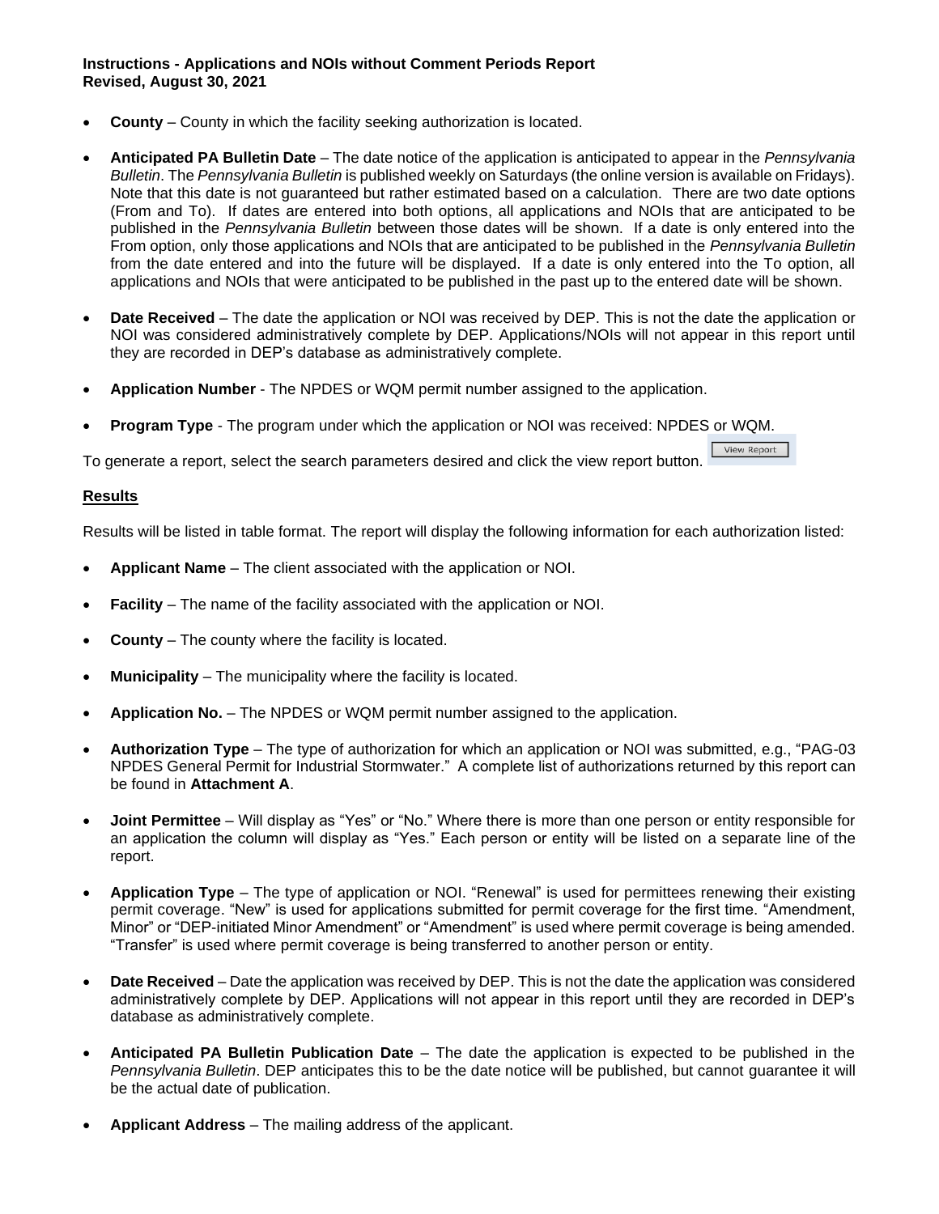- **County** – County in which the facility seeking authorization is located.

- **Anticipated PA Bulletin Date** – The date notice of the application is anticipated to appear in the *Pennsylvania Bulletin*. The *Pennsylvania Bulletin* is published weekly on Saturdays (the online version is available on Fridays). Note that this date is not guaranteed but rather estimated based on a calculation. There are two date options (From and To). If dates are entered into both options, all applications and NOIs that are anticipated to be published in the *Pennsylvania Bulletin* between those dates will be shown. If a date is only entered into the From option, only those applications and NOIs that are anticipated to be published in the *Pennsylvania Bulletin* from the date entered and into the future will be displayed. If a date is only entered into the To option, all applications and NOIs that were anticipated to be published in the past up to the entered date will be shown.

- **Date Received** – The date the application or NOI was received by DEP. This is not the date the application or NOI was considered administratively complete by DEP. Applications/NOIs will not appear in this report until they are recorded in DEP's database as administratively complete.

- **Application Number** - The NPDES or WQM permit number assigned to the application.

- **Program Type** - The program under which the application or NOI was received: NPDES or WQM.

To generate a report, select the search parameters desired and click the view report button. [View Report]

## Results

Results will be listed in table format. The report will display the following information for each authorization listed:

- **Applicant Name** – The client associated with the application or NOI.

- **Facility** – The name of the facility associated with the application or NOI.

- **County** – The county where the facility is located.

- **Municipality** – The municipality where the facility is located.

- **Application No.** – The NPDES or WQM permit number assigned to the application.

- **Authorization Type** – The type of authorization for which an application or NOI was submitted, e.g., "PAG-03 NPDES General Permit for Industrial Stormwater." A complete list of authorizations returned by this report can be found in **Attachment A**.

- **Joint Permittee** – Will display as "Yes" or "No." Where there is more than one person or entity responsible for an application the column will display as "Yes." Each person or entity will be listed on a separate line of the report.

- **Application Type** – The type of application or NOI. "Renewal" is used for permittees renewing their existing permit coverage. "New" is used for applications submitted for permit coverage for the first time. "Amendment, Minor" or "DEP-initiated Minor Amendment" or "Amendment" is used where permit coverage is being amended. "Transfer" is used where permit coverage is being transferred to another person or entity.

- **Date Received** – Date the application was received by DEP. This is not the date the application was considered administratively complete by DEP. Applications will not appear in this report until they are recorded in DEP's database as administratively complete.

- **Anticipated PA Bulletin Publication Date** – The date the application is expected to be published in the *Pennsylvania Bulletin*. DEP anticipates this to be the date notice will be published, but cannot guarantee it will be the actual date of publication.

- **Applicant Address** – The mailing address of the applicant.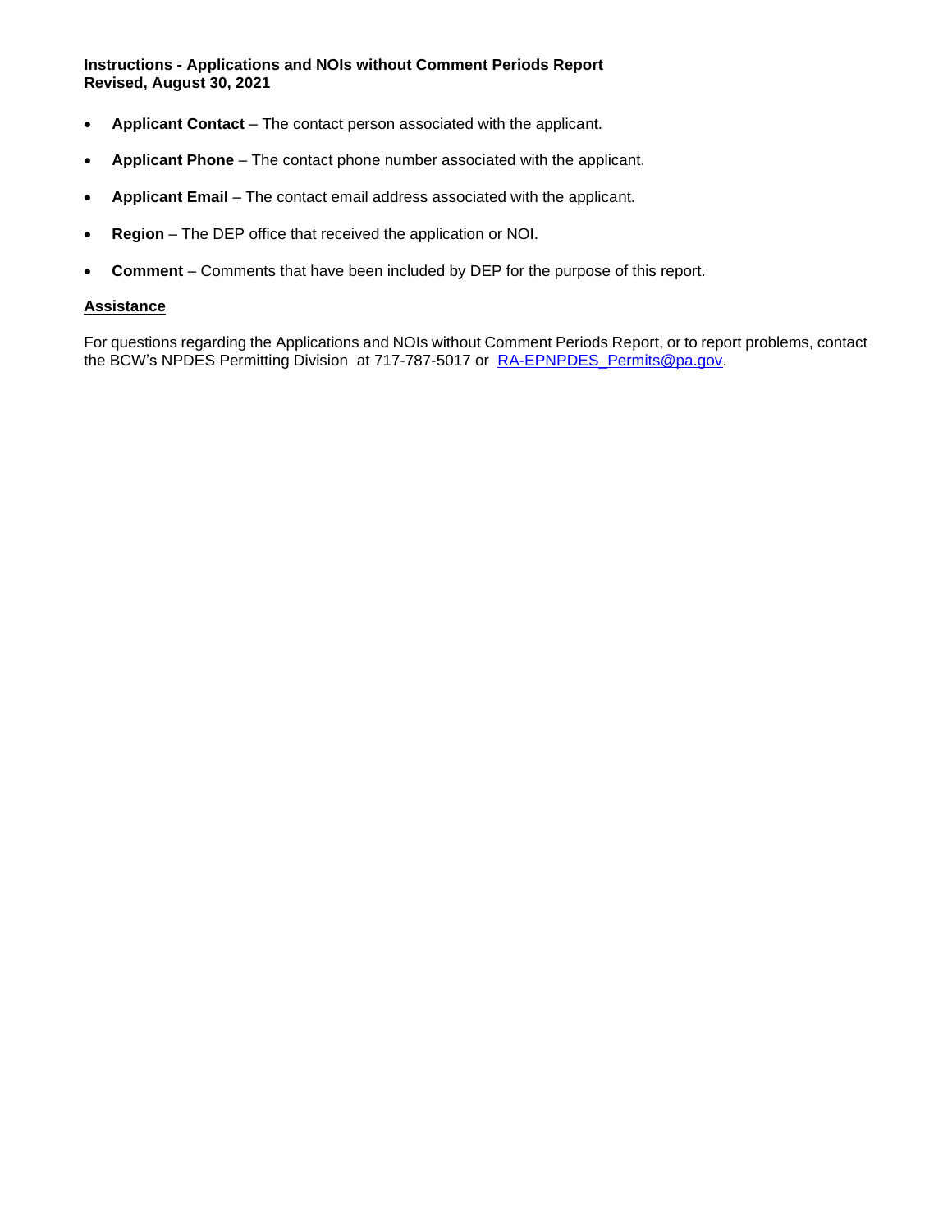**Instructions - Applications and NOIs without Comment Periods Report**
**Revised, August 30, 2021**

- **Applicant Contact** – The contact person associated with the applicant.
- **Applicant Phone** – The contact phone number associated with the applicant.
- **Applicant Email** – The contact email address associated with the applicant.
- **Region** – The DEP office that received the application or NOI.
- **Comment** – Comments that have been included by DEP for the purpose of this report.

## Assistance

For questions regarding the Applications and NOIs without Comment Periods Report, or to report problems, contact the BCW's NPDES Permitting Division at 717-787-5017 or RA-EPNPDES_Permits@pa.gov.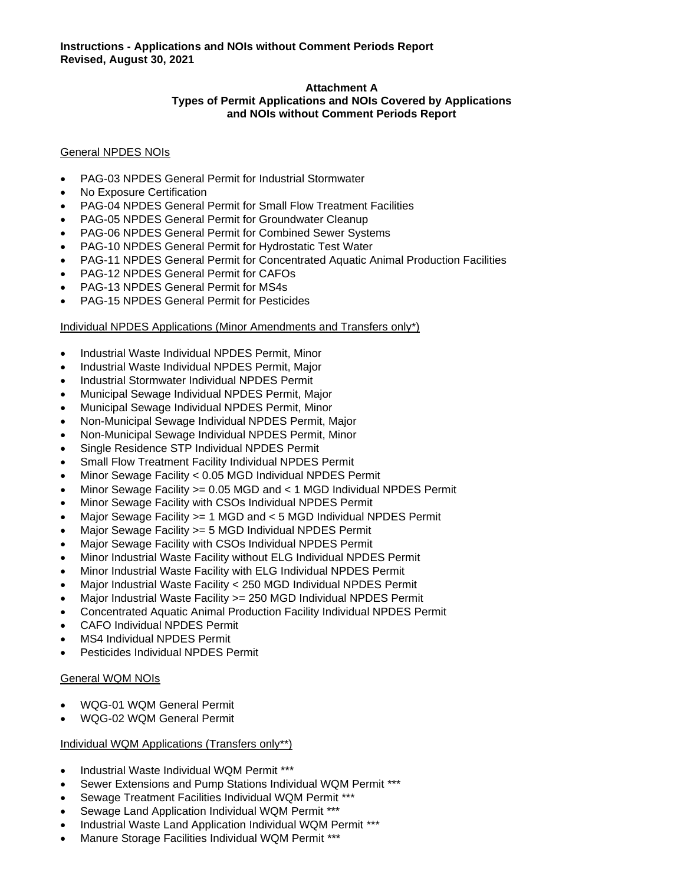**Instructions - Applications and NOIs without Comment Periods Report**
**Revised, August 30, 2021**

**Attachment A**
**Types of Permit Applications and NOIs Covered by Applications and NOIs without Comment Periods Report**

General NPDES NOIs

- PAG-03 NPDES General Permit for Industrial Stormwater
- No Exposure Certification
- PAG-04 NPDES General Permit for Small Flow Treatment Facilities
- PAG-05 NPDES General Permit for Groundwater Cleanup
- PAG-06 NPDES General Permit for Combined Sewer Systems
- PAG-10 NPDES General Permit for Hydrostatic Test Water
- PAG-11 NPDES General Permit for Concentrated Aquatic Animal Production Facilities
- PAG-12 NPDES General Permit for CAFOs
- PAG-13 NPDES General Permit for MS4s
- PAG-15 NPDES General Permit for Pesticides

Individual NPDES Applications (Minor Amendments and Transfers only*)

- Industrial Waste Individual NPDES Permit, Minor
- Industrial Waste Individual NPDES Permit, Major
- Industrial Stormwater Individual NPDES Permit
- Municipal Sewage Individual NPDES Permit, Major
- Municipal Sewage Individual NPDES Permit, Minor
- Non-Municipal Sewage Individual NPDES Permit, Major
- Non-Municipal Sewage Individual NPDES Permit, Minor
- Single Residence STP Individual NPDES Permit
- Small Flow Treatment Facility Individual NPDES Permit
- Minor Sewage Facility < 0.05 MGD Individual NPDES Permit
- Minor Sewage Facility >= 0.05 MGD and < 1 MGD Individual NPDES Permit
- Minor Sewage Facility with CSOs Individual NPDES Permit
- Major Sewage Facility >= 1 MGD and < 5 MGD Individual NPDES Permit
- Major Sewage Facility >= 5 MGD Individual NPDES Permit
- Major Sewage Facility with CSOs Individual NPDES Permit
- Minor Industrial Waste Facility without ELG Individual NPDES Permit
- Minor Industrial Waste Facility with ELG Individual NPDES Permit
- Major Industrial Waste Facility < 250 MGD Individual NPDES Permit
- Major Industrial Waste Facility >= 250 MGD Individual NPDES Permit
- Concentrated Aquatic Animal Production Facility Individual NPDES Permit
- CAFO Individual NPDES Permit
- MS4 Individual NPDES Permit
- Pesticides Individual NPDES Permit

General WQM NOIs

- WQG-01 WQM General Permit
- WQG-02 WQM General Permit

Individual WQM Applications (Transfers only**)

- Industrial Waste Individual WQM Permit ***
- Sewer Extensions and Pump Stations Individual WQM Permit ***
- Sewage Treatment Facilities Individual WQM Permit ***
- Sewage Land Application Individual WQM Permit ***
- Industrial Waste Land Application Individual WQM Permit ***
- Manure Storage Facilities Individual WQM Permit ***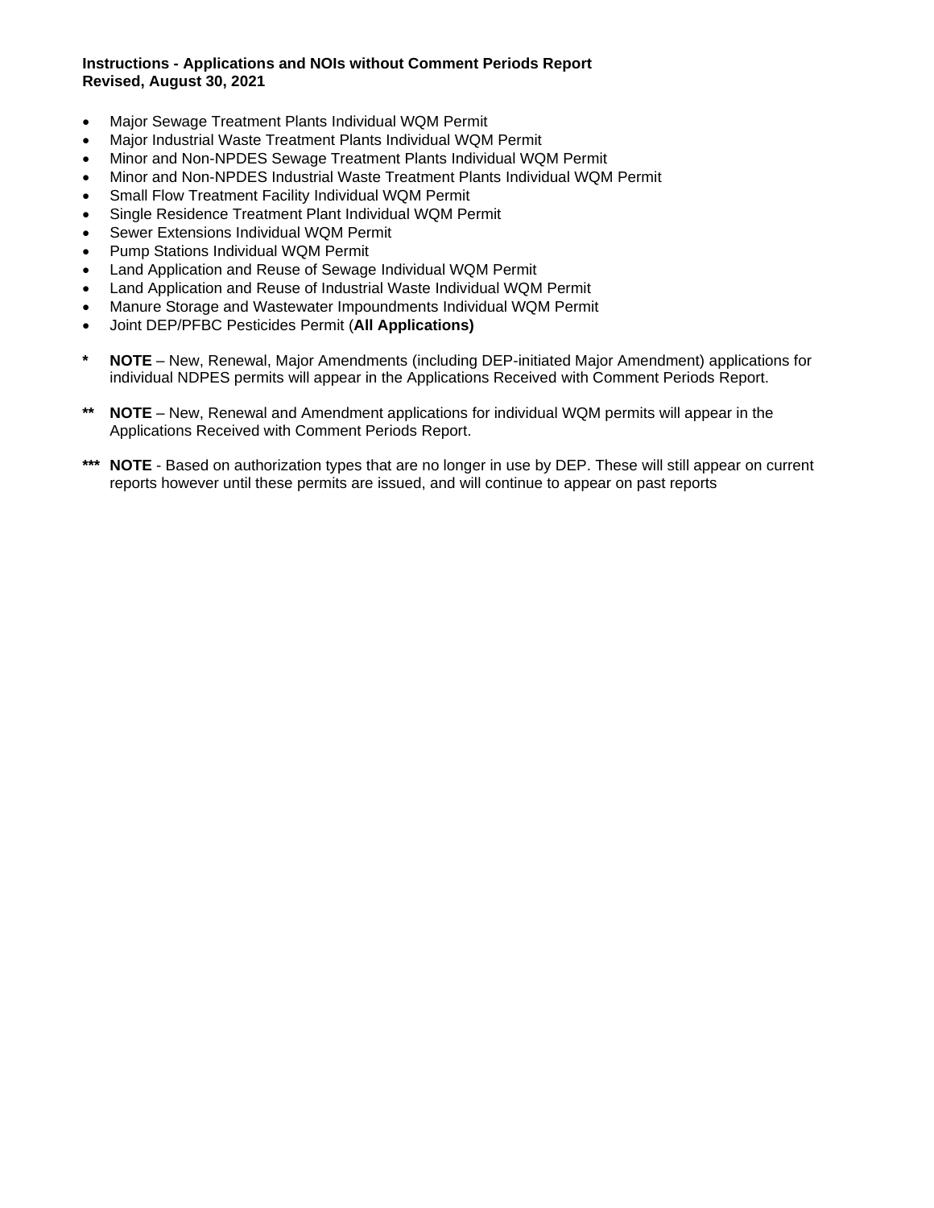**Instructions - Applications and NOIs without Comment Periods Report**
**Revised, August 30, 2021**

- Major Sewage Treatment Plants Individual WQM Permit
- Major Industrial Waste Treatment Plants Individual WQM Permit
- Minor and Non-NPDES Sewage Treatment Plants Individual WQM Permit
- Minor and Non-NPDES Industrial Waste Treatment Plants Individual WQM Permit
- Small Flow Treatment Facility Individual WQM Permit
- Single Residence Treatment Plant Individual WQM Permit
- Sewer Extensions Individual WQM Permit
- Pump Stations Individual WQM Permit
- Land Application and Reuse of Sewage Individual WQM Permit
- Land Application and Reuse of Industrial Waste Individual WQM Permit
- Manure Storage and Wastewater Impoundments Individual WQM Permit
- Joint DEP/PFBC Pesticides Permit (**All Applications)**

**\*** **NOTE** – New, Renewal, Major Amendments (including DEP-initiated Major Amendment) applications for individual NDPES permits will appear in the Applications Received with Comment Periods Report.

**\*\*** **NOTE** – New, Renewal and Amendment applications for individual WQM permits will appear in the Applications Received with Comment Periods Report.

**\*\*\*** **NOTE** - Based on authorization types that are no longer in use by DEP. These will still appear on current reports however until these permits are issued, and will continue to appear on past reports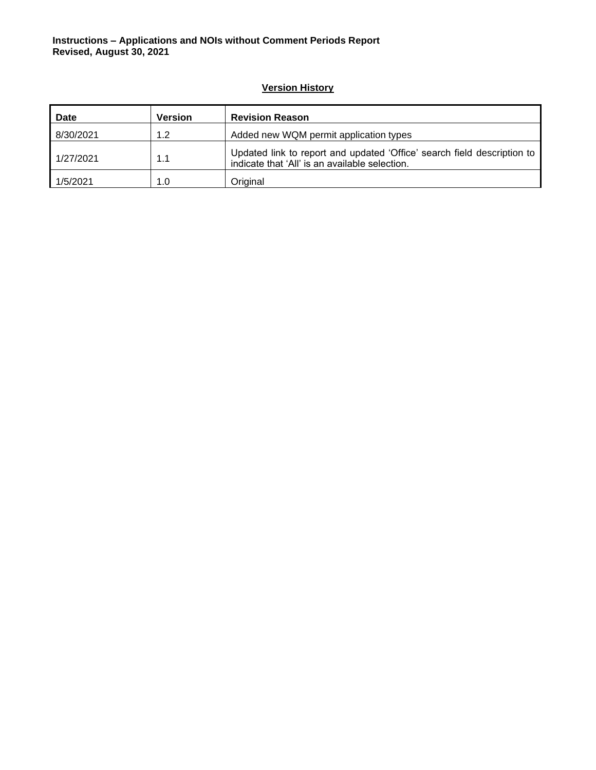## Version History

| Date | Version | Revision Reason |
|---|---|---|
| 8/30/2021 | 1.2 | Added new WQM permit application types |
| 1/27/2021 | 1.1 | Updated link to report and updated 'Office' search field description to indicate that 'All' is an available selection. |
| 1/5/2021 | 1.0 | Original |